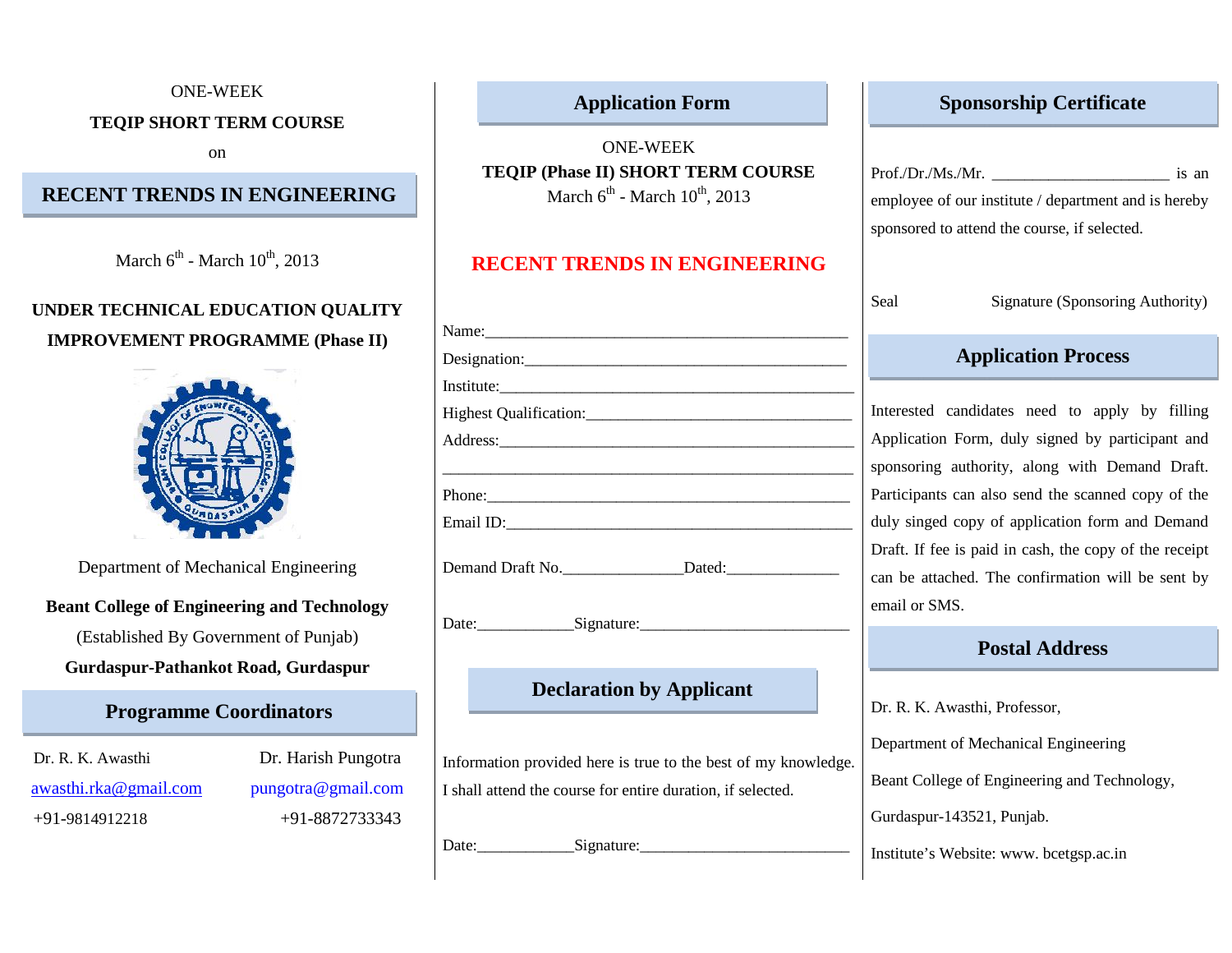ONE-WEEK

**TEQIP SHORT TERM COURSE**

on

## RECENT TRENDS IN ENGINEERING

March 6th - March 10th, 2013

**UNDER TECHNICAL EDUCATION QUALITY IMPROVEMENT PROGRAMME (Phase II)**

Department of Mechanical Engineering

**Beant College of Engineering and Technology**

(Established By Government of Punjab)

**Gurdaspur-Pathankot Road, Gurdaspur**

## Programme Coordinators

| Dr. R. K. Awasthi | Dr. Harish Pungotra |
|---|---|
| awasthi.rka@gmail.com | pungotra@gmail.com |
| +91-9814912218 | +91-8872733343 |

## Application Form

ONE-WEEK

**TEQIP (Phase II) SHORT TERM COURSE**

March 6th - March 10th, 2013

**RECENT TRENDS IN ENGINEERING**

Name:_____________________________________________

Designation:__________________________________________

Institute:_____________________________________________

Highest Qualification:__________________________________

Address:_____________________________________________

_____________________________________________________

Phone:_______________________________________________

Email ID:_____________________________________________

Demand Draft No.______________Dated:_____________

Date:___________Signature:________________________

## Declaration by Applicant

Information provided here is true to the best of my knowledge. I shall attend the course for entire duration, if selected.

Date:___________Signature:________________________

## Sponsorship Certificate

Prof./Dr./Ms./Mr. _____________________ is an employee of our institute / department and is hereby sponsored to attend the course, if selected.

Seal                    Signature (Sponsoring Authority)

## Application Process

Interested candidates need to apply by filling Application Form, duly signed by participant and sponsoring authority, along with Demand Draft. Participants can also send the scanned copy of the duly singed copy of application form and Demand Draft. If fee is paid in cash, the copy of the receipt can be attached. The confirmation will be sent by email or SMS.

## Postal Address

Dr. R. K. Awasthi, Professor,

Department of Mechanical Engineering

Beant College of Engineering and Technology,

Gurdaspur-143521, Punjab.

Institute's Website: www. bcetgsp.ac.in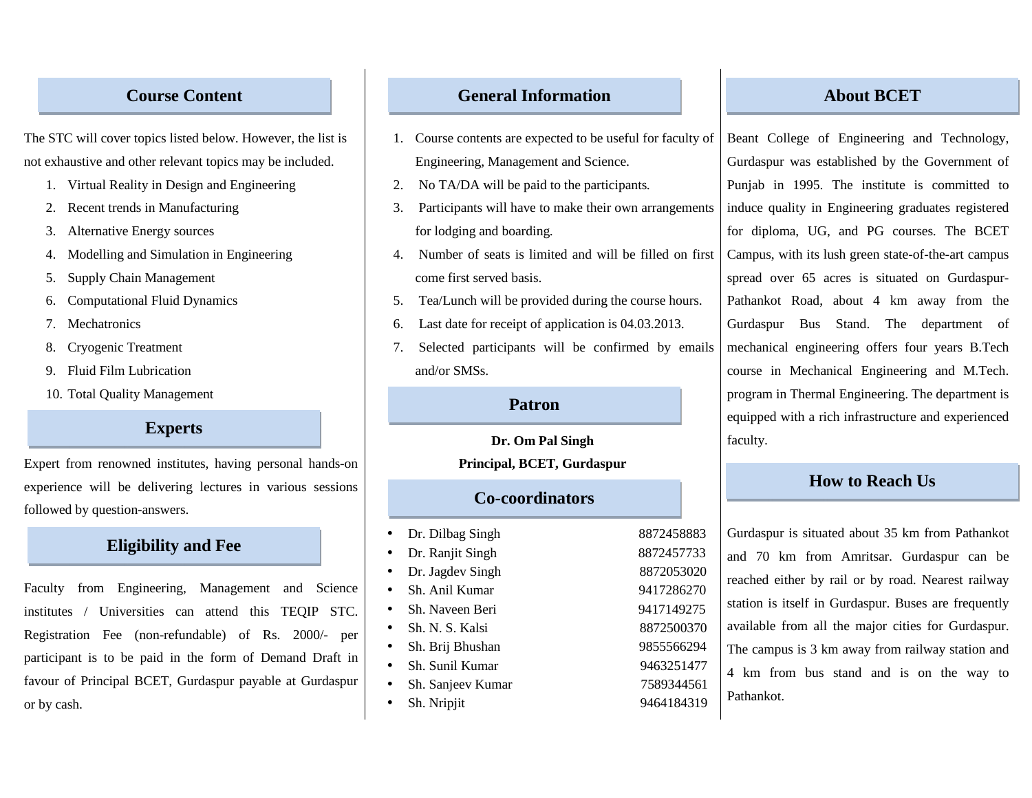## Course Content

The STC will cover topics listed below. However, the list is not exhaustive and other relevant topics may be included.

1. Virtual Reality in Design and Engineering
2. Recent trends in Manufacturing
3. Alternative Energy sources
4. Modelling and Simulation in Engineering
5. Supply Chain Management
6. Computational Fluid Dynamics
7. Mechatronics
8. Cryogenic Treatment
9. Fluid Film Lubrication
10. Total Quality Management

## Experts

Expert from renowned institutes, having personal hands-on experience will be delivering lectures in various sessions followed by question-answers.

## Eligibility and Fee

Faculty from Engineering, Management and Science institutes / Universities can attend this TEQIP STC. Registration Fee (non-refundable) of Rs. 2000/- per participant is to be paid in the form of Demand Draft in favour of Principal BCET, Gurdaspur payable at Gurdaspur or by cash.

## General Information

1. Course contents are expected to be useful for faculty of Engineering, Management and Science.
2. No TA/DA will be paid to the participants.
3. Participants will have to make their own arrangements for lodging and boarding.
4. Number of seats is limited and will be filled on first come first served basis.
5. Tea/Lunch will be provided during the course hours.
6. Last date for receipt of application is 04.03.2013.
7. Selected participants will be confirmed by emails and/or SMSs.

## Patron

**Dr. Om Pal Singh**

**Principal, BCET, Gurdaspur**

## Co-coordinators

- Dr. Dilbag Singh 8872458883
- Dr. Ranjit Singh 8872457733
- Dr. Jagdev Singh 8872053020
- Sh. Anil Kumar 9417286270
- Sh. Naveen Beri 9417149275
- Sh. N. S. Kalsi 8872500370
- Sh. Brij Bhushan 9855566294
- Sh. Sunil Kumar 9463251477
- Sh. Sanjeev Kumar 7589344561
- Sh. Nripjit 9464184319

## About BCET

Beant College of Engineering and Technology, Gurdaspur was established by the Government of Punjab in 1995. The institute is committed to induce quality in Engineering graduates registered for diploma, UG, and PG courses. The BCET Campus, with its lush green state-of-the-art campus spread over 65 acres is situated on Gurdaspur-Pathankot Road, about 4 km away from the Gurdaspur Bus Stand. The department of mechanical engineering offers four years B.Tech course in Mechanical Engineering and M.Tech. program in Thermal Engineering. The department is equipped with a rich infrastructure and experienced faculty.

## How to Reach Us

Gurdaspur is situated about 35 km from Pathankot and 70 km from Amritsar. Gurdaspur can be reached either by rail or by road. Nearest railway station is itself in Gurdaspur. Buses are frequently available from all the major cities for Gurdaspur. The campus is 3 km away from railway station and 4 km from bus stand and is on the way to Pathankot.